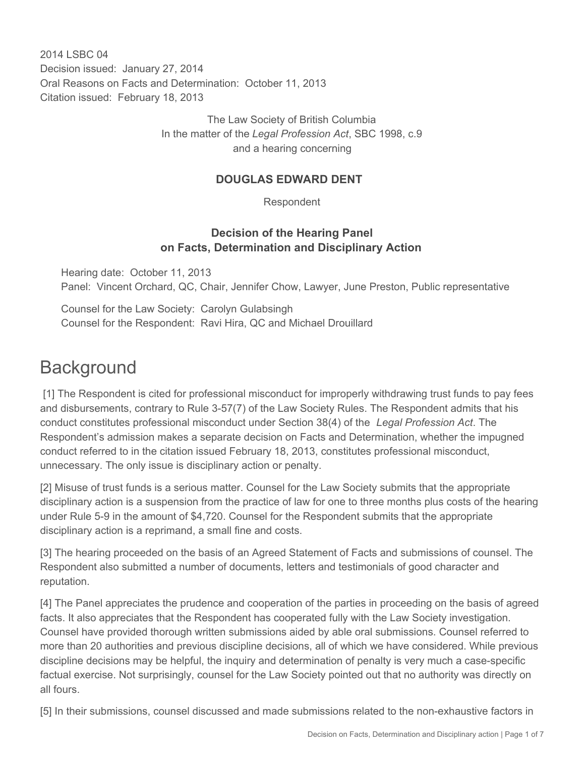2014 LSBC 04
Decision issued: January 27, 2014
Oral Reasons on Facts and Determination: October 11, 2013
Citation issued: February 18, 2013

The Law Society of British Columbia
In the matter of the *Legal Profession Act*, SBC 1998, c.9
and a hearing concerning

**DOUGLAS EDWARD DENT**

Respondent

**Decision of the Hearing Panel on Facts, Determination and Disciplinary Action**

Hearing date: October 11, 2013
Panel: Vincent Orchard, QC, Chair, Jennifer Chow, Lawyer, June Preston, Public representative

Counsel for the Law Society: Carolyn Gulabsingh
Counsel for the Respondent: Ravi Hira, QC and Michael Drouillard

# Background

[1] The Respondent is cited for professional misconduct for improperly withdrawing trust funds to pay fees and disbursements, contrary to Rule 3-57(7) of the Law Society Rules. The Respondent admits that his conduct constitutes professional misconduct under Section 38(4) of the *Legal Profession Act*. The Respondent's admission makes a separate decision on Facts and Determination, whether the impugned conduct referred to in the citation issued February 18, 2013, constitutes professional misconduct, unnecessary. The only issue is disciplinary action or penalty.

[2] Misuse of trust funds is a serious matter. Counsel for the Law Society submits that the appropriate disciplinary action is a suspension from the practice of law for one to three months plus costs of the hearing under Rule 5-9 in the amount of $4,720. Counsel for the Respondent submits that the appropriate disciplinary action is a reprimand, a small fine and costs.

[3] The hearing proceeded on the basis of an Agreed Statement of Facts and submissions of counsel. The Respondent also submitted a number of documents, letters and testimonials of good character and reputation.

[4] The Panel appreciates the prudence and cooperation of the parties in proceeding on the basis of agreed facts. It also appreciates that the Respondent has cooperated fully with the Law Society investigation. Counsel have provided thorough written submissions aided by able oral submissions. Counsel referred to more than 20 authorities and previous discipline decisions, all of which we have considered. While previous discipline decisions may be helpful, the inquiry and determination of penalty is very much a case-specific factual exercise. Not surprisingly, counsel for the Law Society pointed out that no authority was directly on all fours.

[5] In their submissions, counsel discussed and made submissions related to the non-exhaustive factors in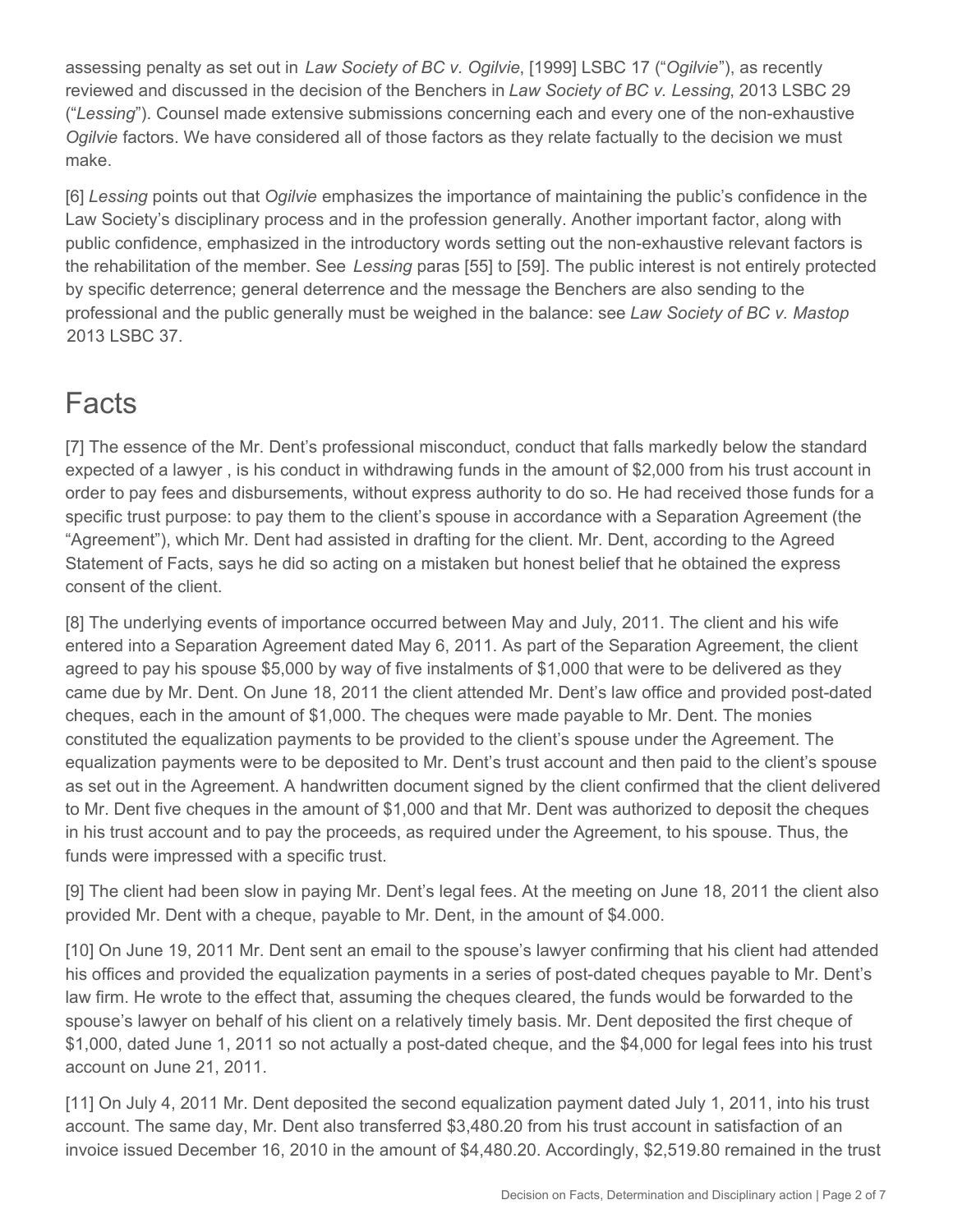assessing penalty as set out in *Law Society of BC v. Ogilvie*, [1999] LSBC 17 ("*Ogilvie*"), as recently reviewed and discussed in the decision of the Benchers in *Law Society of BC v. Lessing*, 2013 LSBC 29 ("*Lessing*"). Counsel made extensive submissions concerning each and every one of the non-exhaustive *Ogilvie* factors. We have considered all of those factors as they relate factually to the decision we must make.

[6] *Lessing* points out that *Ogilvie* emphasizes the importance of maintaining the public's confidence in the Law Society's disciplinary process and in the profession generally. Another important factor, along with public confidence, emphasized in the introductory words setting out the non-exhaustive relevant factors is the rehabilitation of the member. See *Lessing* paras [55] to [59]. The public interest is not entirely protected by specific deterrence; general deterrence and the message the Benchers are also sending to the professional and the public generally must be weighed in the balance: see *Law Society of BC v. Mastop* 2013 LSBC 37.

# Facts

[7] The essence of the Mr. Dent's professional misconduct, conduct that falls markedly below the standard expected of a lawyer , is his conduct in withdrawing funds in the amount of $2,000 from his trust account in order to pay fees and disbursements, without express authority to do so. He had received those funds for a specific trust purpose: to pay them to the client's spouse in accordance with a Separation Agreement (the "Agreement"), which Mr. Dent had assisted in drafting for the client. Mr. Dent, according to the Agreed Statement of Facts, says he did so acting on a mistaken but honest belief that he obtained the express consent of the client.

[8] The underlying events of importance occurred between May and July, 2011. The client and his wife entered into a Separation Agreement dated May 6, 2011. As part of the Separation Agreement, the client agreed to pay his spouse $5,000 by way of five instalments of $1,000 that were to be delivered as they came due by Mr. Dent. On June 18, 2011 the client attended Mr. Dent's law office and provided post-dated cheques, each in the amount of $1,000. The cheques were made payable to Mr. Dent. The monies constituted the equalization payments to be provided to the client's spouse under the Agreement. The equalization payments were to be deposited to Mr. Dent's trust account and then paid to the client's spouse as set out in the Agreement. A handwritten document signed by the client confirmed that the client delivered to Mr. Dent five cheques in the amount of $1,000 and that Mr. Dent was authorized to deposit the cheques in his trust account and to pay the proceeds, as required under the Agreement, to his spouse. Thus, the funds were impressed with a specific trust.

[9] The client had been slow in paying Mr. Dent's legal fees. At the meeting on June 18, 2011 the client also provided Mr. Dent with a cheque, payable to Mr. Dent, in the amount of $4.000.

[10] On June 19, 2011 Mr. Dent sent an email to the spouse's lawyer confirming that his client had attended his offices and provided the equalization payments in a series of post-dated cheques payable to Mr. Dent's law firm. He wrote to the effect that, assuming the cheques cleared, the funds would be forwarded to the spouse's lawyer on behalf of his client on a relatively timely basis. Mr. Dent deposited the first cheque of $1,000, dated June 1, 2011 so not actually a post-dated cheque, and the $4,000 for legal fees into his trust account on June 21, 2011.

[11] On July 4, 2011 Mr. Dent deposited the second equalization payment dated July 1, 2011, into his trust account. The same day, Mr. Dent also transferred $3,480.20 from his trust account in satisfaction of an invoice issued December 16, 2010 in the amount of $4,480.20. Accordingly, $2,519.80 remained in the trust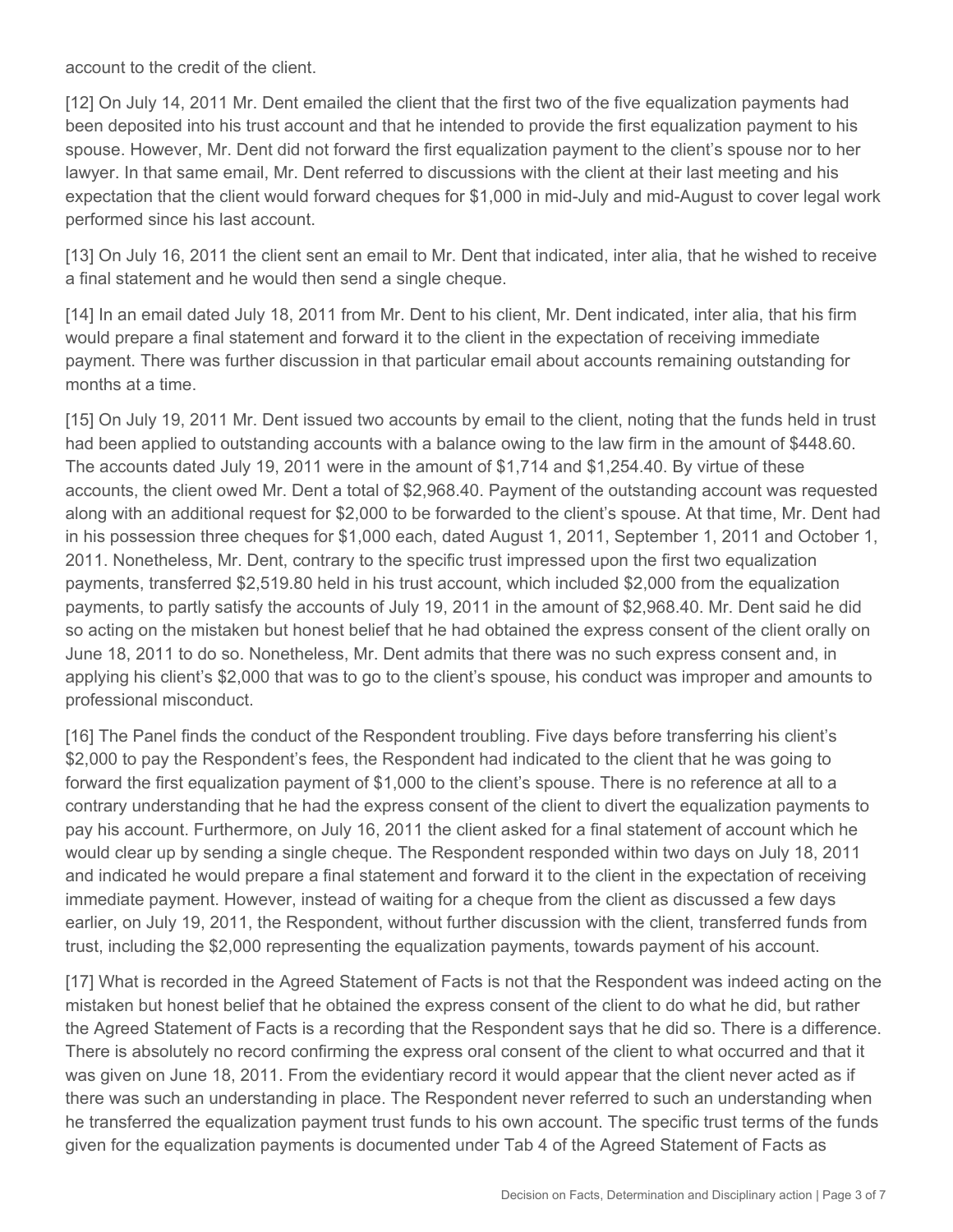account to the credit of the client.

[12] On July 14, 2011 Mr. Dent emailed the client that the first two of the five equalization payments had been deposited into his trust account and that he intended to provide the first equalization payment to his spouse. However, Mr. Dent did not forward the first equalization payment to the client's spouse nor to her lawyer. In that same email, Mr. Dent referred to discussions with the client at their last meeting and his expectation that the client would forward cheques for $1,000 in mid-July and mid-August to cover legal work performed since his last account.

[13] On July 16, 2011 the client sent an email to Mr. Dent that indicated, inter alia, that he wished to receive a final statement and he would then send a single cheque.

[14] In an email dated July 18, 2011 from Mr. Dent to his client, Mr. Dent indicated, inter alia, that his firm would prepare a final statement and forward it to the client in the expectation of receiving immediate payment. There was further discussion in that particular email about accounts remaining outstanding for months at a time.

[15] On July 19, 2011 Mr. Dent issued two accounts by email to the client, noting that the funds held in trust had been applied to outstanding accounts with a balance owing to the law firm in the amount of $448.60. The accounts dated July 19, 2011 were in the amount of $1,714 and $1,254.40. By virtue of these accounts, the client owed Mr. Dent a total of $2,968.40. Payment of the outstanding account was requested along with an additional request for $2,000 to be forwarded to the client's spouse. At that time, Mr. Dent had in his possession three cheques for $1,000 each, dated August 1, 2011, September 1, 2011 and October 1, 2011. Nonetheless, Mr. Dent, contrary to the specific trust impressed upon the first two equalization payments, transferred $2,519.80 held in his trust account, which included $2,000 from the equalization payments, to partly satisfy the accounts of July 19, 2011 in the amount of $2,968.40. Mr. Dent said he did so acting on the mistaken but honest belief that he had obtained the express consent of the client orally on June 18, 2011 to do so. Nonetheless, Mr. Dent admits that there was no such express consent and, in applying his client's $2,000 that was to go to the client's spouse, his conduct was improper and amounts to professional misconduct.

[16] The Panel finds the conduct of the Respondent troubling. Five days before transferring his client's $2,000 to pay the Respondent's fees, the Respondent had indicated to the client that he was going to forward the first equalization payment of $1,000 to the client's spouse. There is no reference at all to a contrary understanding that he had the express consent of the client to divert the equalization payments to pay his account. Furthermore, on July 16, 2011 the client asked for a final statement of account which he would clear up by sending a single cheque. The Respondent responded within two days on July 18, 2011 and indicated he would prepare a final statement and forward it to the client in the expectation of receiving immediate payment. However, instead of waiting for a cheque from the client as discussed a few days earlier, on July 19, 2011, the Respondent, without further discussion with the client, transferred funds from trust, including the $2,000 representing the equalization payments, towards payment of his account.

[17] What is recorded in the Agreed Statement of Facts is not that the Respondent was indeed acting on the mistaken but honest belief that he obtained the express consent of the client to do what he did, but rather the Agreed Statement of Facts is a recording that the Respondent says that he did so. There is a difference. There is absolutely no record confirming the express oral consent of the client to what occurred and that it was given on June 18, 2011. From the evidentiary record it would appear that the client never acted as if there was such an understanding in place. The Respondent never referred to such an understanding when he transferred the equalization payment trust funds to his own account. The specific trust terms of the funds given for the equalization payments is documented under Tab 4 of the Agreed Statement of Facts as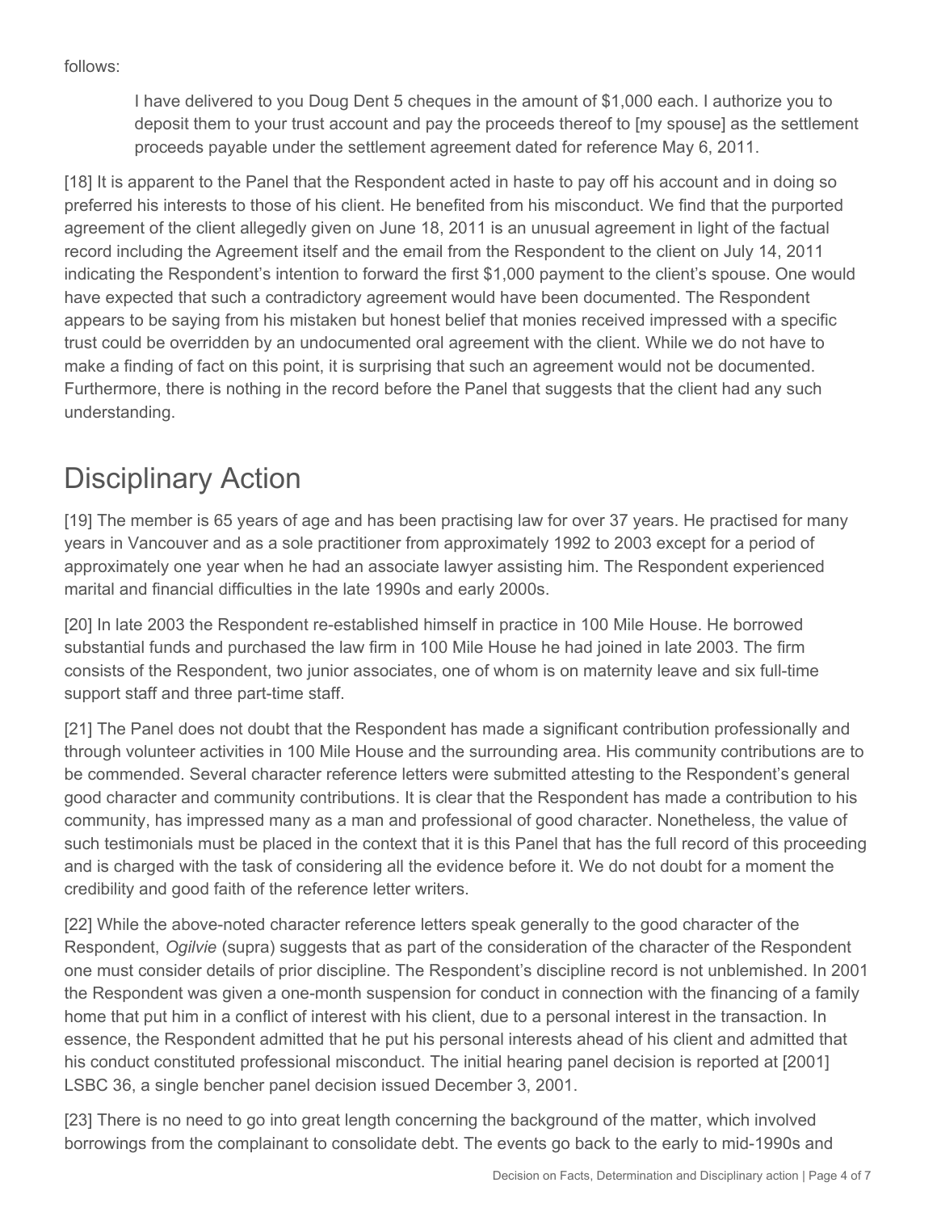follows:

> I have delivered to you Doug Dent 5 cheques in the amount of $1,000 each. I authorize you to deposit them to your trust account and pay the proceeds thereof to [my spouse] as the settlement proceeds payable under the settlement agreement dated for reference May 6, 2011.

[18] It is apparent to the Panel that the Respondent acted in haste to pay off his account and in doing so preferred his interests to those of his client. He benefited from his misconduct. We find that the purported agreement of the client allegedly given on June 18, 2011 is an unusual agreement in light of the factual record including the Agreement itself and the email from the Respondent to the client on July 14, 2011 indicating the Respondent's intention to forward the first $1,000 payment to the client's spouse. One would have expected that such a contradictory agreement would have been documented. The Respondent appears to be saying from his mistaken but honest belief that monies received impressed with a specific trust could be overridden by an undocumented oral agreement with the client. While we do not have to make a finding of fact on this point, it is surprising that such an agreement would not be documented. Furthermore, there is nothing in the record before the Panel that suggests that the client had any such understanding.

# Disciplinary Action

[19] The member is 65 years of age and has been practising law for over 37 years. He practised for many years in Vancouver and as a sole practitioner from approximately 1992 to 2003 except for a period of approximately one year when he had an associate lawyer assisting him. The Respondent experienced marital and financial difficulties in the late 1990s and early 2000s.

[20] In late 2003 the Respondent re-established himself in practice in 100 Mile House. He borrowed substantial funds and purchased the law firm in 100 Mile House he had joined in late 2003. The firm consists of the Respondent, two junior associates, one of whom is on maternity leave and six full-time support staff and three part-time staff.

[21] The Panel does not doubt that the Respondent has made a significant contribution professionally and through volunteer activities in 100 Mile House and the surrounding area. His community contributions are to be commended. Several character reference letters were submitted attesting to the Respondent's general good character and community contributions. It is clear that the Respondent has made a contribution to his community, has impressed many as a man and professional of good character. Nonetheless, the value of such testimonials must be placed in the context that it is this Panel that has the full record of this proceeding and is charged with the task of considering all the evidence before it. We do not doubt for a moment the credibility and good faith of the reference letter writers.

[22] While the above-noted character reference letters speak generally to the good character of the Respondent, *Ogilvie* (supra) suggests that as part of the consideration of the character of the Respondent one must consider details of prior discipline. The Respondent's discipline record is not unblemished. In 2001 the Respondent was given a one-month suspension for conduct in connection with the financing of a family home that put him in a conflict of interest with his client, due to a personal interest in the transaction. In essence, the Respondent admitted that he put his personal interests ahead of his client and admitted that his conduct constituted professional misconduct. The initial hearing panel decision is reported at [2001] LSBC 36, a single bencher panel decision issued December 3, 2001.

[23] There is no need to go into great length concerning the background of the matter, which involved borrowings from the complainant to consolidate debt. The events go back to the early to mid-1990s and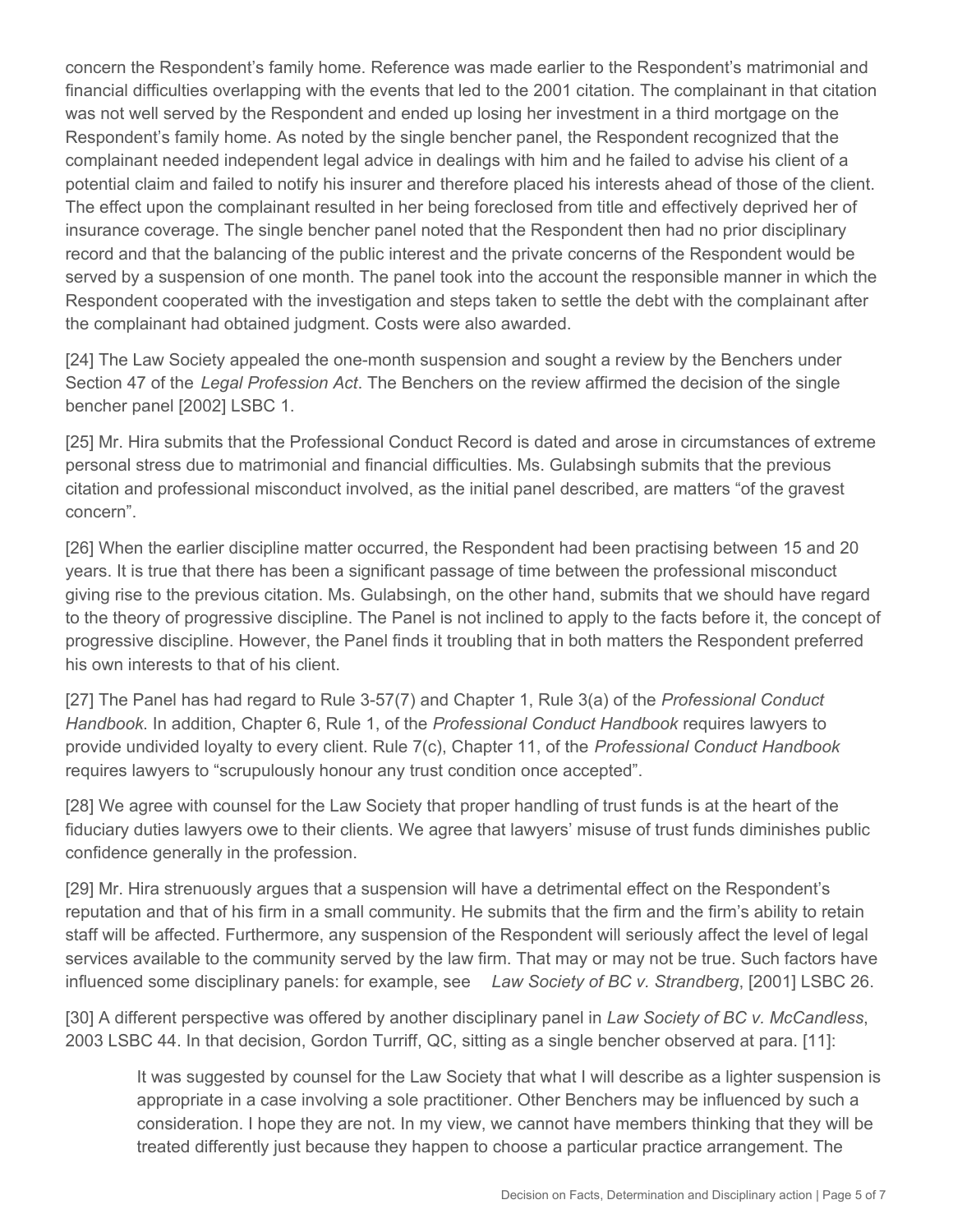concern the Respondent's family home. Reference was made earlier to the Respondent's matrimonial and financial difficulties overlapping with the events that led to the 2001 citation. The complainant in that citation was not well served by the Respondent and ended up losing her investment in a third mortgage on the Respondent's family home. As noted by the single bencher panel, the Respondent recognized that the complainant needed independent legal advice in dealings with him and he failed to advise his client of a potential claim and failed to notify his insurer and therefore placed his interests ahead of those of the client. The effect upon the complainant resulted in her being foreclosed from title and effectively deprived her of insurance coverage. The single bencher panel noted that the Respondent then had no prior disciplinary record and that the balancing of the public interest and the private concerns of the Respondent would be served by a suspension of one month. The panel took into the account the responsible manner in which the Respondent cooperated with the investigation and steps taken to settle the debt with the complainant after the complainant had obtained judgment. Costs were also awarded.

[24] The Law Society appealed the one-month suspension and sought a review by the Benchers under Section 47 of the *Legal Profession Act*. The Benchers on the review affirmed the decision of the single bencher panel [2002] LSBC 1.

[25] Mr. Hira submits that the Professional Conduct Record is dated and arose in circumstances of extreme personal stress due to matrimonial and financial difficulties. Ms. Gulabsingh submits that the previous citation and professional misconduct involved, as the initial panel described, are matters "of the gravest concern".

[26] When the earlier discipline matter occurred, the Respondent had been practising between 15 and 20 years. It is true that there has been a significant passage of time between the professional misconduct giving rise to the previous citation. Ms. Gulabsingh, on the other hand, submits that we should have regard to the theory of progressive discipline. The Panel is not inclined to apply to the facts before it, the concept of progressive discipline. However, the Panel finds it troubling that in both matters the Respondent preferred his own interests to that of his client.

[27] The Panel has had regard to Rule 3-57(7) and Chapter 1, Rule 3(a) of the *Professional Conduct Handbook*. In addition, Chapter 6, Rule 1, of the *Professional Conduct Handbook* requires lawyers to provide undivided loyalty to every client. Rule 7(c), Chapter 11, of the *Professional Conduct Handbook* requires lawyers to "scrupulously honour any trust condition once accepted".

[28] We agree with counsel for the Law Society that proper handling of trust funds is at the heart of the fiduciary duties lawyers owe to their clients. We agree that lawyers' misuse of trust funds diminishes public confidence generally in the profession.

[29] Mr. Hira strenuously argues that a suspension will have a detrimental effect on the Respondent's reputation and that of his firm in a small community. He submits that the firm and the firm's ability to retain staff will be affected. Furthermore, any suspension of the Respondent will seriously affect the level of legal services available to the community served by the law firm. That may or may not be true. Such factors have influenced some disciplinary panels: for example, see *Law Society of BC v. Strandberg*, [2001] LSBC 26.

[30] A different perspective was offered by another disciplinary panel in *Law Society of BC v. McCandless*, 2003 LSBC 44. In that decision, Gordon Turriff, QC, sitting as a single bencher observed at para. [11]:

> It was suggested by counsel for the Law Society that what I will describe as a lighter suspension is appropriate in a case involving a sole practitioner. Other Benchers may be influenced by such a consideration. I hope they are not. In my view, we cannot have members thinking that they will be treated differently just because they happen to choose a particular practice arrangement. The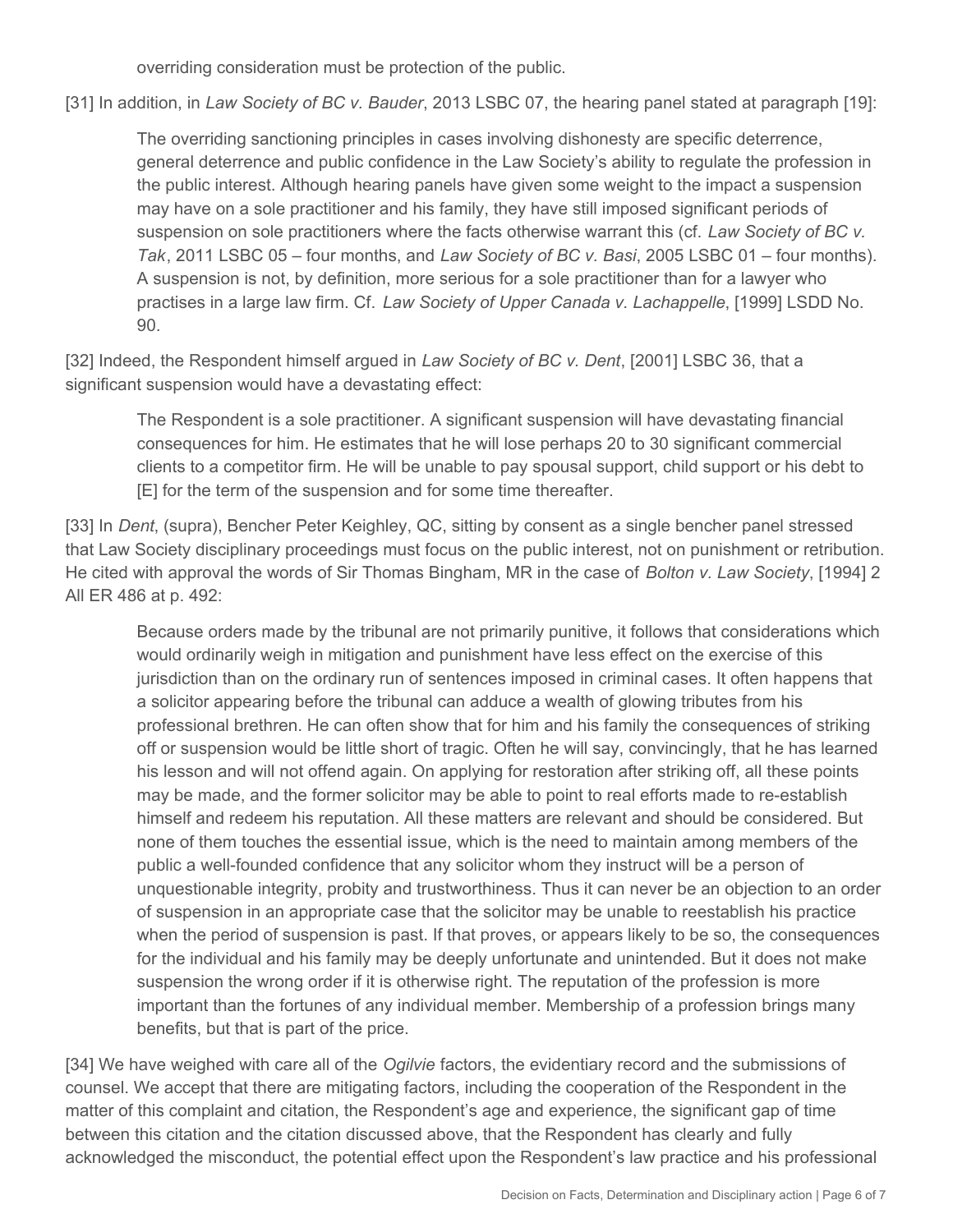overriding consideration must be protection of the public.

[31] In addition, in *Law Society of BC v. Bauder*, 2013 LSBC 07, the hearing panel stated at paragraph [19]:

> The overriding sanctioning principles in cases involving dishonesty are specific deterrence, general deterrence and public confidence in the Law Society's ability to regulate the profession in the public interest. Although hearing panels have given some weight to the impact a suspension may have on a sole practitioner and his family, they have still imposed significant periods of suspension on sole practitioners where the facts otherwise warrant this (cf. *Law Society of BC v. Tak*, 2011 LSBC 05 – four months, and *Law Society of BC v. Basi*, 2005 LSBC 01 – four months). A suspension is not, by definition, more serious for a sole practitioner than for a lawyer who practises in a large law firm. Cf. *Law Society of Upper Canada v. Lachappelle*, [1999] LSDD No. 90.

[32] Indeed, the Respondent himself argued in *Law Society of BC v. Dent*, [2001] LSBC 36, that a significant suspension would have a devastating effect:

> The Respondent is a sole practitioner. A significant suspension will have devastating financial consequences for him. He estimates that he will lose perhaps 20 to 30 significant commercial clients to a competitor firm. He will be unable to pay spousal support, child support or his debt to [E] for the term of the suspension and for some time thereafter.

[33] In *Dent*, (supra), Bencher Peter Keighley, QC, sitting by consent as a single bencher panel stressed that Law Society disciplinary proceedings must focus on the public interest, not on punishment or retribution. He cited with approval the words of Sir Thomas Bingham, MR in the case of *Bolton v. Law Society*, [1994] 2 All ER 486 at p. 492:

> Because orders made by the tribunal are not primarily punitive, it follows that considerations which would ordinarily weigh in mitigation and punishment have less effect on the exercise of this jurisdiction than on the ordinary run of sentences imposed in criminal cases. It often happens that a solicitor appearing before the tribunal can adduce a wealth of glowing tributes from his professional brethren. He can often show that for him and his family the consequences of striking off or suspension would be little short of tragic. Often he will say, convincingly, that he has learned his lesson and will not offend again. On applying for restoration after striking off, all these points may be made, and the former solicitor may be able to point to real efforts made to re-establish himself and redeem his reputation. All these matters are relevant and should be considered. But none of them touches the essential issue, which is the need to maintain among members of the public a well-founded confidence that any solicitor whom they instruct will be a person of unquestionable integrity, probity and trustworthiness. Thus it can never be an objection to an order of suspension in an appropriate case that the solicitor may be unable to reestablish his practice when the period of suspension is past. If that proves, or appears likely to be so, the consequences for the individual and his family may be deeply unfortunate and unintended. But it does not make suspension the wrong order if it is otherwise right. The reputation of the profession is more important than the fortunes of any individual member. Membership of a profession brings many benefits, but that is part of the price.

[34] We have weighed with care all of the *Ogilvie* factors, the evidentiary record and the submissions of counsel. We accept that there are mitigating factors, including the cooperation of the Respondent in the matter of this complaint and citation, the Respondent's age and experience, the significant gap of time between this citation and the citation discussed above, that the Respondent has clearly and fully acknowledged the misconduct, the potential effect upon the Respondent's law practice and his professional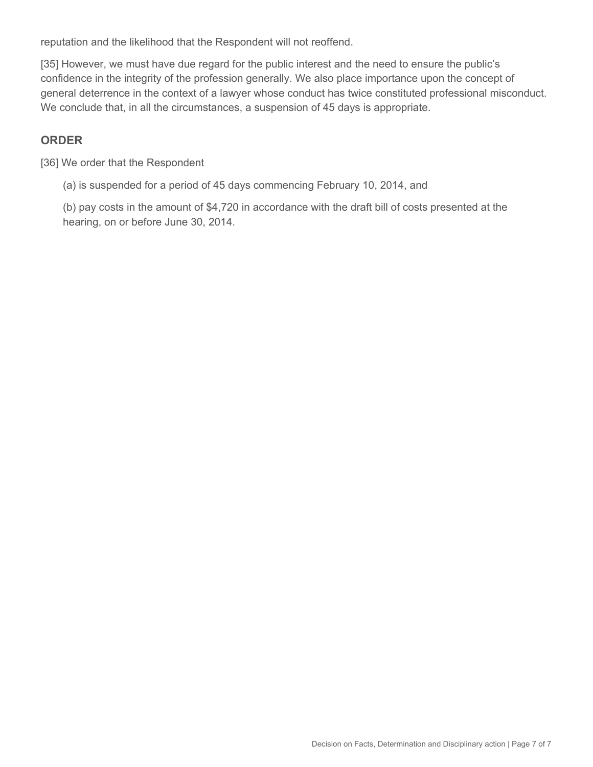reputation and the likelihood that the Respondent will not reoffend.

[35] However, we must have due regard for the public interest and the need to ensure the public's confidence in the integrity of the profession generally. We also place importance upon the concept of general deterrence in the context of a lawyer whose conduct has twice constituted professional misconduct. We conclude that, in all the circumstances, a suspension of 45 days is appropriate.

## ORDER

[36] We order that the Respondent

(a) is suspended for a period of 45 days commencing February 10, 2014, and

(b) pay costs in the amount of $4,720 in accordance with the draft bill of costs presented at the hearing, on or before June 30, 2014.